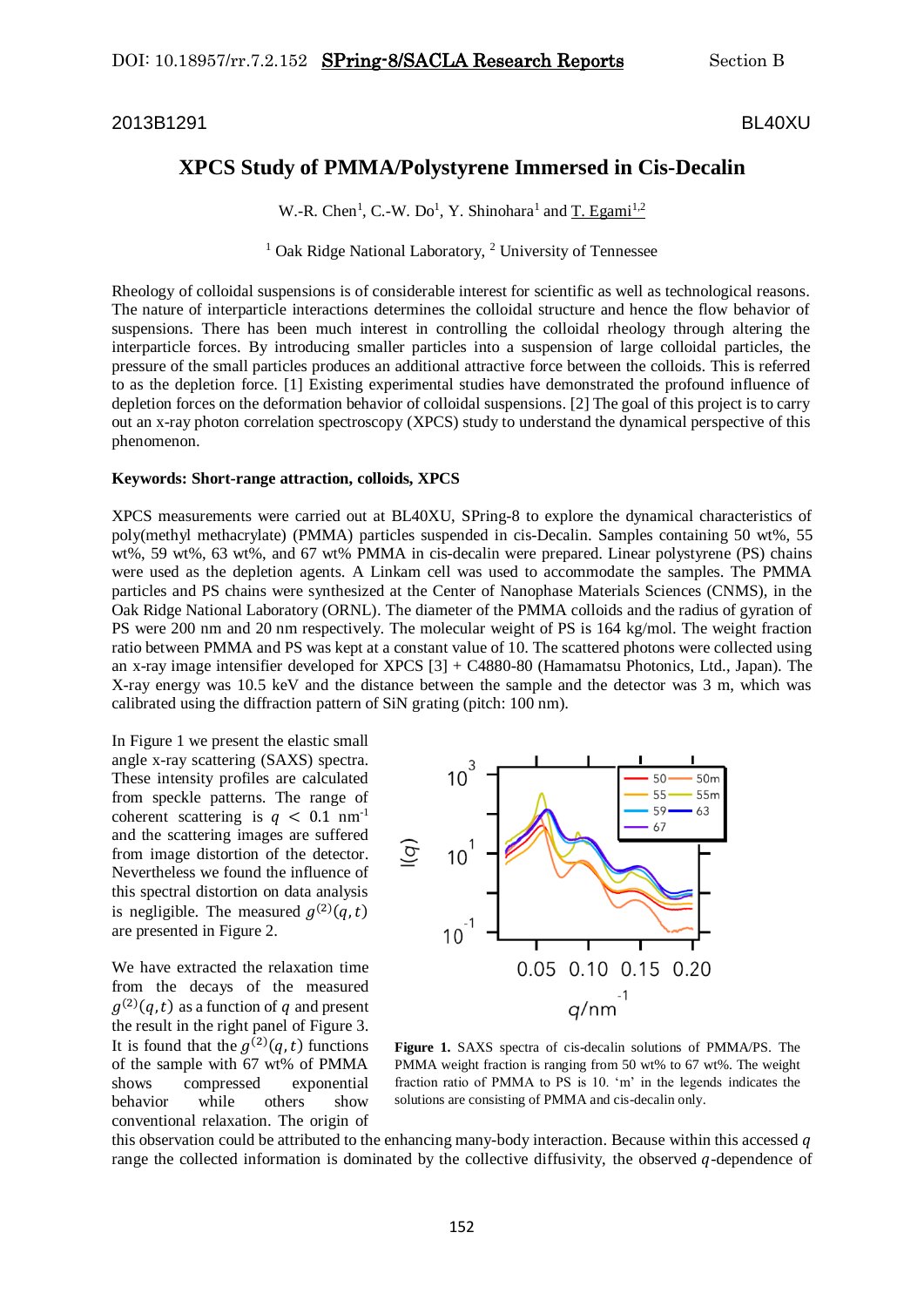2013B1291 BL40XU

# XPCS Study of PMMA/Polystyrene Immersed in Cis-Decalin

W.-R. Chen[1], C.-W. Do[1], Y. Shinohara[1] and T. Egami[1,2]

[1] Oak Ridge National Laboratory, [2] University of Tennessee

Rheology of colloidal suspensions is of considerable interest for scientific as well as technological reasons. The nature of interparticle interactions determines the colloidal structure and hence the flow behavior of suspensions. There has been much interest in controlling the colloidal rheology through altering the interparticle forces. By introducing smaller particles into a suspension of large colloidal particles, the pressure of the small particles produces an additional attractive force between the colloids. This is referred to as the depletion force. [1] Existing experimental studies have demonstrated the profound influence of depletion forces on the deformation behavior of colloidal suspensions. [2] The goal of this project is to carry out an x-ray photon correlation spectroscopy (XPCS) study to understand the dynamical perspective of this phenomenon.

**Keywords: Short-range attraction, colloids, XPCS**

XPCS measurements were carried out at BL40XU, SPring-8 to explore the dynamical characteristics of poly(methyl methacrylate) (PMMA) particles suspended in cis-Decalin. Samples containing 50 wt%, 55 wt%, 59 wt%, 63 wt%, and 67 wt% PMMA in cis-decalin were prepared. Linear polystyrene (PS) chains were used as the depletion agents. A Linkam cell was used to accommodate the samples. The PMMA particles and PS chains were synthesized at the Center of Nanophase Materials Sciences (CNMS), in the Oak Ridge National Laboratory (ORNL). The diameter of the PMMA colloids and the radius of gyration of PS were 200 nm and 20 nm respectively. The molecular weight of PS is 164 kg/mol. The weight fraction ratio between PMMA and PS was kept at a constant value of 10. The scattered photons were collected using an x-ray image intensifier developed for XPCS [3] + C4880-80 (Hamamatsu Photonics, Ltd., Japan). The X-ray energy was 10.5 keV and the distance between the sample and the detector was 3 m, which was calibrated using the diffraction pattern of SiN grating (pitch: 100 nm).

In Figure 1 we present the elastic small angle x-ray scattering (SAXS) spectra. These intensity profiles are calculated from speckle patterns. The range of coherent scattering is $q < 0.1$ nm$^{-1}$ and the scattering images are suffered from image distortion of the detector. Nevertheless we found the influence of this spectral distortion on data analysis is negligible. The measured $g^{(2)}(q,t)$ are presented in Figure 2.

**Figure 1.** SAXS spectra of cis-decalin solutions of PMMA/PS. The PMMA weight fraction is ranging from 50 wt% to 67 wt%. The weight fraction ratio of PMMA to PS is 10. 'm' in the legends indicates the solutions are consisting of PMMA and cis-decalin only.

We have extracted the relaxation time from the decays of the measured $g^{(2)}(q,t)$ as a function of $q$ and present the result in the right panel of Figure 3. It is found that the $g^{(2)}(q,t)$ functions of the sample with 67 wt% of PMMA shows compressed exponential behavior while others show conventional relaxation. The origin of this observation could be attributed to the enhancing many-body interaction. Because within this accessed $q$ range the collected information is dominated by the collective diffusivity, the observed $q$-dependence of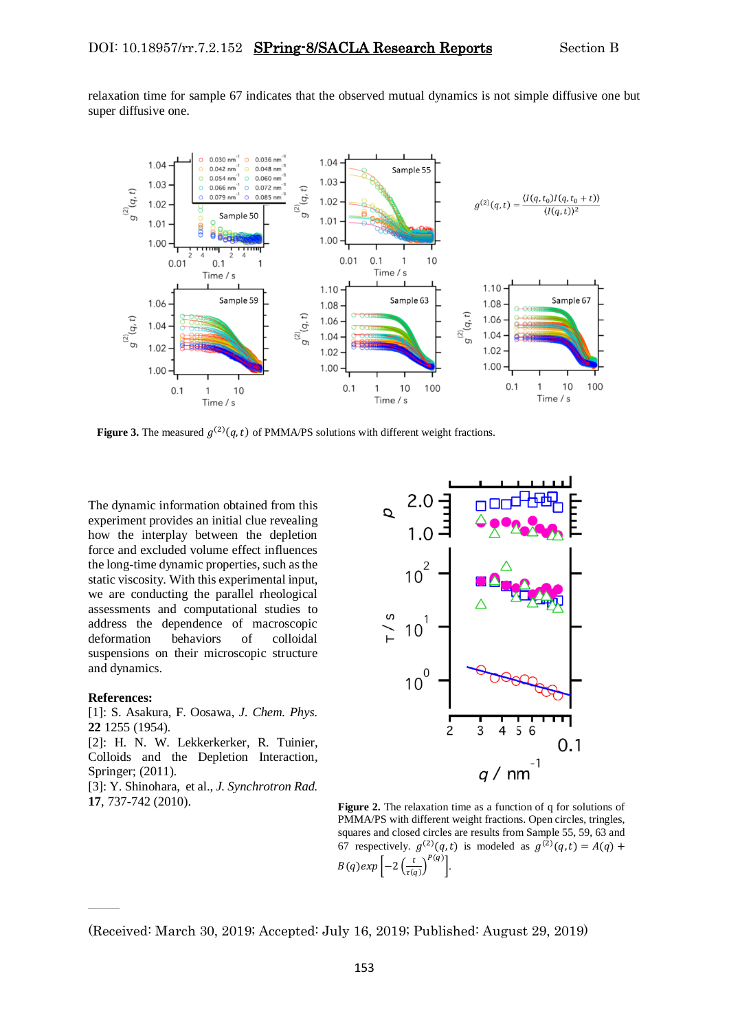relaxation time for sample 67 indicates that the observed mutual dynamics is not simple diffusive one but super diffusive one.

$$g^{(2)}(q,t) = \frac{\langle I(q,t_0)I(q,t_0+t)\rangle}{\langle I(q,t)\rangle^2}$$

**Figure 3.** The measured $g^{(2)}(q,t)$ of PMMA/PS solutions with different weight fractions.

The dynamic information obtained from this experiment provides an initial clue revealing how the interplay between the depletion force and excluded volume effect influences the long-time dynamic properties, such as the static viscosity. With this experimental input, we are conducting the parallel rheological assessments and computational studies to address the dependence of macroscopic deformation behaviors of colloidal suspensions on their microscopic structure and dynamics.

**Figure 2.** The relaxation time as a function of q for solutions of PMMA/PS with different weight fractions. Open circles, tringles, squares and closed circles are results from Sample 55, 59, 63 and 67 respectively. $g^{(2)}(q,t)$ is modeled as $g^{(2)}(q,t) = A(q) + B(q)exp\left[-2\left(\frac{t}{\tau(q)}\right)^{P(q)}\right]$.

**References:**

[1]: S. Asakura, F. Oosawa, *J. Chem. Phys.* **22** 1255 (1954).

[2]: H. N. W. Lekkerkerker, R. Tuinier, Colloids and the Depletion Interaction, Springer; (2011).

[3]: Y. Shinohara, et al., *J. Synchrotron Rad.* **17**, 737-742 (2010).

(Received: March 30, 2019; Accepted: July 16, 2019; Published: August 29, 2019)